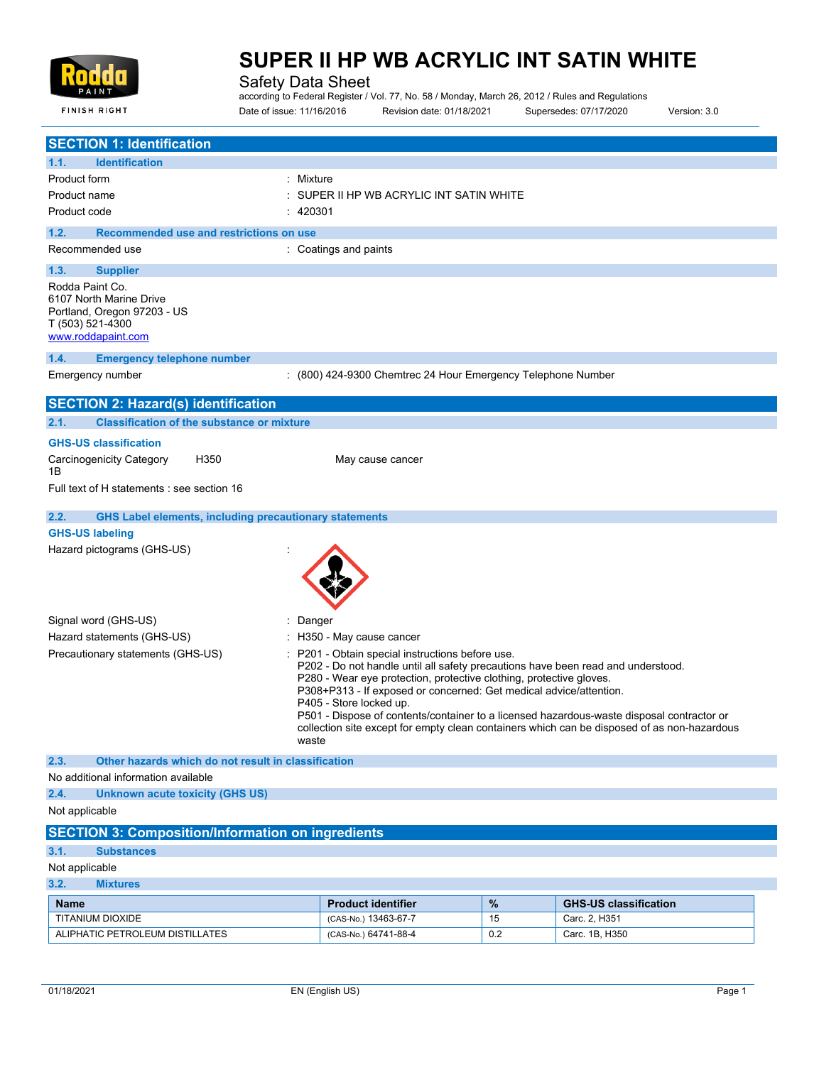# SUPER II HP WB ACRYLIC INT SATIN WHITE

Safety Data Sheet

according to Federal Register / Vol. 77, No. 58 / Monday, March 26, 2012 / Rules and Regulations

Date of issue: 11/16/2016 Revision date: 01/18/2021 Supersedes: 07/17/2020 Version: 3.0

## SECTION 1: Identification

### 1.1. Identification

Product form : Mixture

Product name : SUPER II HP WB ACRYLIC INT SATIN WHITE

Product code : 420301

### 1.2. Recommended use and restrictions on use

Recommended use : Coatings and paints

### 1.3. Supplier

Rodda Paint Co.
6107 North Marine Drive
Portland, Oregon 97203 - US
T (503) 521-4300
www.roddapaint.com

### 1.4. Emergency telephone number

Emergency number : (800) 424-9300 Chemtrec 24 Hour Emergency Telephone Number

## SECTION 2: Hazard(s) identification

### 2.1. Classification of the substance or mixture

**GHS-US classification**

Carcinogenicity Category 1B H350 May cause cancer

Full text of H statements : see section 16

### 2.2. GHS Label elements, including precautionary statements

**GHS-US labeling**

Hazard pictograms (GHS-US) :

Signal word (GHS-US) : Danger

Hazard statements (GHS-US) : H350 - May cause cancer

Precautionary statements (GHS-US) : P201 - Obtain special instructions before use.
P202 - Do not handle until all safety precautions have been read and understood.
P280 - Wear eye protection, protective clothing, protective gloves.
P308+P313 - If exposed or concerned: Get medical advice/attention.
P405 - Store locked up.
P501 - Dispose of contents/container to a licensed hazardous-waste disposal contractor or collection site except for empty clean containers which can be disposed of as non-hazardous waste

### 2.3. Other hazards which do not result in classification

No additional information available

### 2.4. Unknown acute toxicity (GHS US)

Not applicable

## SECTION 3: Composition/Information on ingredients

### 3.1. Substances

Not applicable

### 3.2. Mixtures

| Name | Product identifier | % | GHS-US classification |
|---|---|---|---|
| TITANIUM DIOXIDE | (CAS-No.) 13463-67-7 | 15 | Carc. 2, H351 |
| ALIPHATIC PETROLEUM DISTILLATES | (CAS-No.) 64741-88-4 | 0.2 | Carc. 1B, H350 |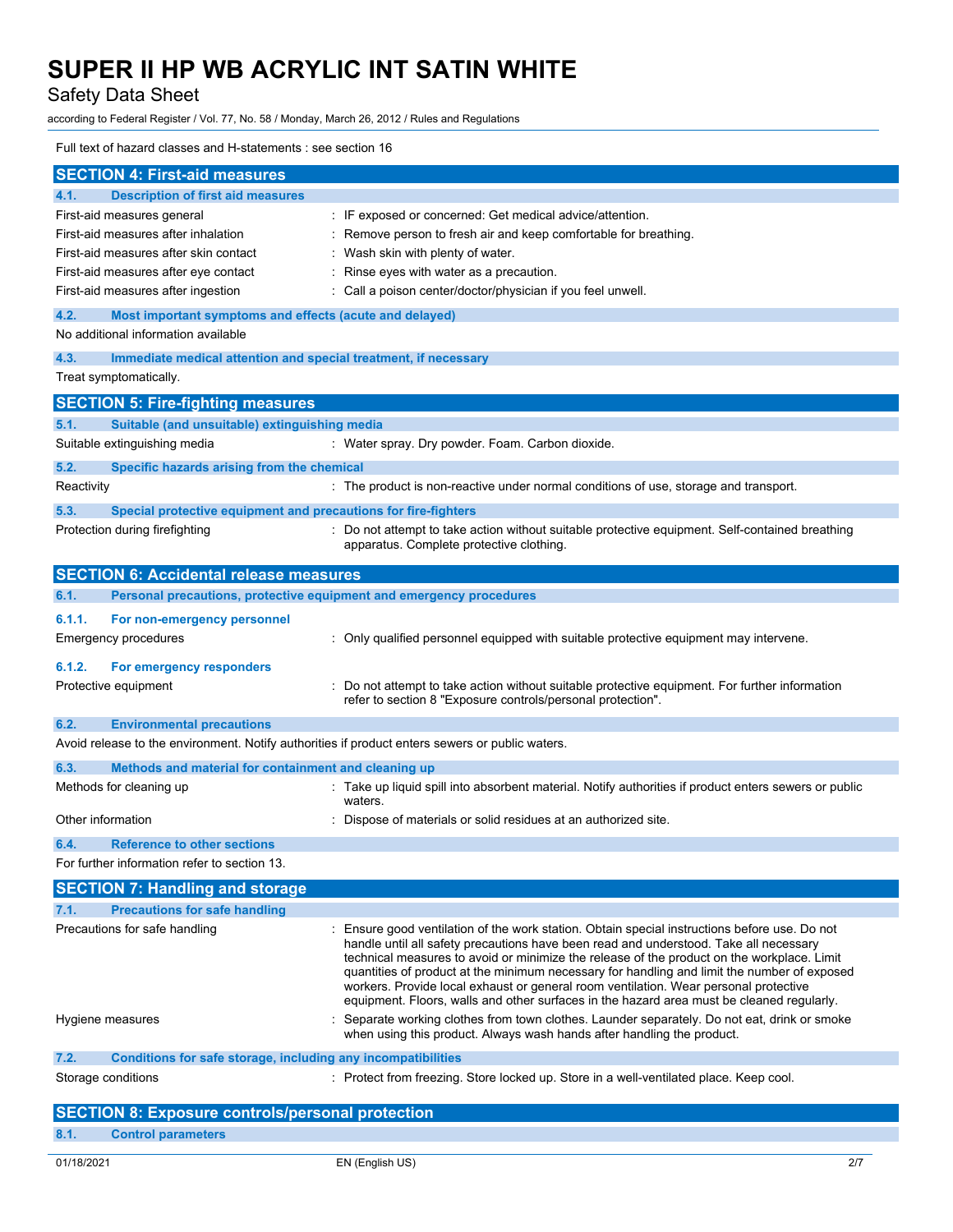Full text of hazard classes and H-statements : see section 16

## SECTION 4: First-aid measures

### 4.1. Description of first aid measures

| | |
|---|---|
| First-aid measures general | : IF exposed or concerned: Get medical advice/attention. |
| First-aid measures after inhalation | : Remove person to fresh air and keep comfortable for breathing. |
| First-aid measures after skin contact | : Wash skin with plenty of water. |
| First-aid measures after eye contact | : Rinse eyes with water as a precaution. |
| First-aid measures after ingestion | : Call a poison center/doctor/physician if you feel unwell. |

### 4.2. Most important symptoms and effects (acute and delayed)

No additional information available

### 4.3. Immediate medical attention and special treatment, if necessary

Treat symptomatically.

## SECTION 5: Fire-fighting measures

### 5.1. Suitable (and unsuitable) extinguishing media

| | |
|---|---|
| Suitable extinguishing media | : Water spray. Dry powder. Foam. Carbon dioxide. |

### 5.2. Specific hazards arising from the chemical

| | |
|---|---|
| Reactivity | : The product is non-reactive under normal conditions of use, storage and transport. |

### 5.3. Special protective equipment and precautions for fire-fighters

| | |
|---|---|
| Protection during firefighting | : Do not attempt to take action without suitable protective equipment. Self-contained breathing apparatus. Complete protective clothing. |

## SECTION 6: Accidental release measures

### 6.1. Personal precautions, protective equipment and emergency procedures

#### 6.1.1. For non-emergency personnel

| | |
|---|---|
| Emergency procedures | : Only qualified personnel equipped with suitable protective equipment may intervene. |

#### 6.1.2. For emergency responders

| | |
|---|---|
| Protective equipment | : Do not attempt to take action without suitable protective equipment. For further information refer to section 8 "Exposure controls/personal protection". |

### 6.2. Environmental precautions

Avoid release to the environment. Notify authorities if product enters sewers or public waters.

### 6.3. Methods and material for containment and cleaning up

| | |
|---|---|
| Methods for cleaning up | : Take up liquid spill into absorbent material. Notify authorities if product enters sewers or public waters. |
| Other information | : Dispose of materials or solid residues at an authorized site. |

### 6.4. Reference to other sections

For further information refer to section 13.

## SECTION 7: Handling and storage

### 7.1. Precautions for safe handling

| | |
|---|---|
| Precautions for safe handling | : Ensure good ventilation of the work station. Obtain special instructions before use. Do not handle until all safety precautions have been read and understood. Take all necessary technical measures to avoid or minimize the release of the product on the workplace. Limit quantities of product at the minimum necessary for handling and limit the number of exposed workers. Provide local exhaust or general room ventilation. Wear personal protective equipment. Floors, walls and other surfaces in the hazard area must be cleaned regularly. |
| Hygiene measures | : Separate working clothes from town clothes. Launder separately. Do not eat, drink or smoke when using this product. Always wash hands after handling the product. |

### 7.2. Conditions for safe storage, including any incompatibilities

| | |
|---|---|
| Storage conditions | : Protect from freezing. Store locked up. Store in a well-ventilated place. Keep cool. |

## SECTION 8: Exposure controls/personal protection

### 8.1. Control parameters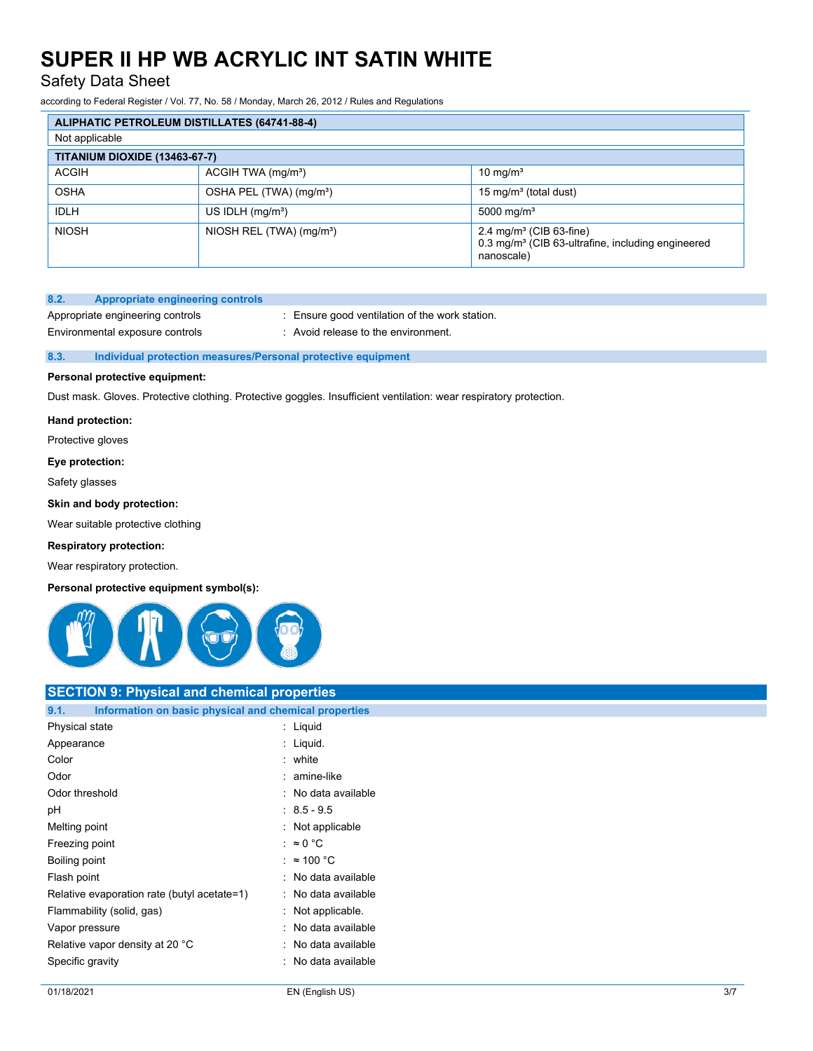| ALIPHATIC PETROLEUM DISTILLATES (64741-88-4) | | |
|---|---|---|
| Not applicable | | |

| TITANIUM DIOXIDE (13463-67-7) | | |
|---|---|---|
| ACGIH | ACGIH TWA (mg/m³) | 10 mg/m³ |
| OSHA | OSHA PEL (TWA) (mg/m³) | 15 mg/m³ (total dust) |
| IDLH | US IDLH (mg/m³) | 5000 mg/m³ |
| NIOSH | NIOSH REL (TWA) (mg/m³) | 2.4 mg/m³ (CIB 63-fine)<br>0.3 mg/m³ (CIB 63-ultrafine, including engineered nanoscale) |

### 8.2. Appropriate engineering controls

Appropriate engineering controls : Ensure good ventilation of the work station.

Environmental exposure controls : Avoid release to the environment.

### 8.3. Individual protection measures/Personal protective equipment

**Personal protective equipment:**

Dust mask. Gloves. Protective clothing. Protective goggles. Insufficient ventilation: wear respiratory protection.

**Hand protection:**

Protective gloves

**Eye protection:**

Safety glasses

**Skin and body protection:**

Wear suitable protective clothing

**Respiratory protection:**

Wear respiratory protection.

**Personal protective equipment symbol(s):**

## SECTION 9: Physical and chemical properties

### 9.1. Information on basic physical and chemical properties

| | |
|---|---|
| Physical state | : Liquid |
| Appearance | : Liquid. |
| Color | : white |
| Odor | : amine-like |
| Odor threshold | : No data available |
| pH | : 8.5 - 9.5 |
| Melting point | : Not applicable |
| Freezing point | : ≈ 0 °C |
| Boiling point | : ≈ 100 °C |
| Flash point | : No data available |
| Relative evaporation rate (butyl acetate=1) | : No data available |
| Flammability (solid, gas) | : Not applicable. |
| Vapor pressure | : No data available |
| Relative vapor density at 20 °C | : No data available |
| Specific gravity | : No data available |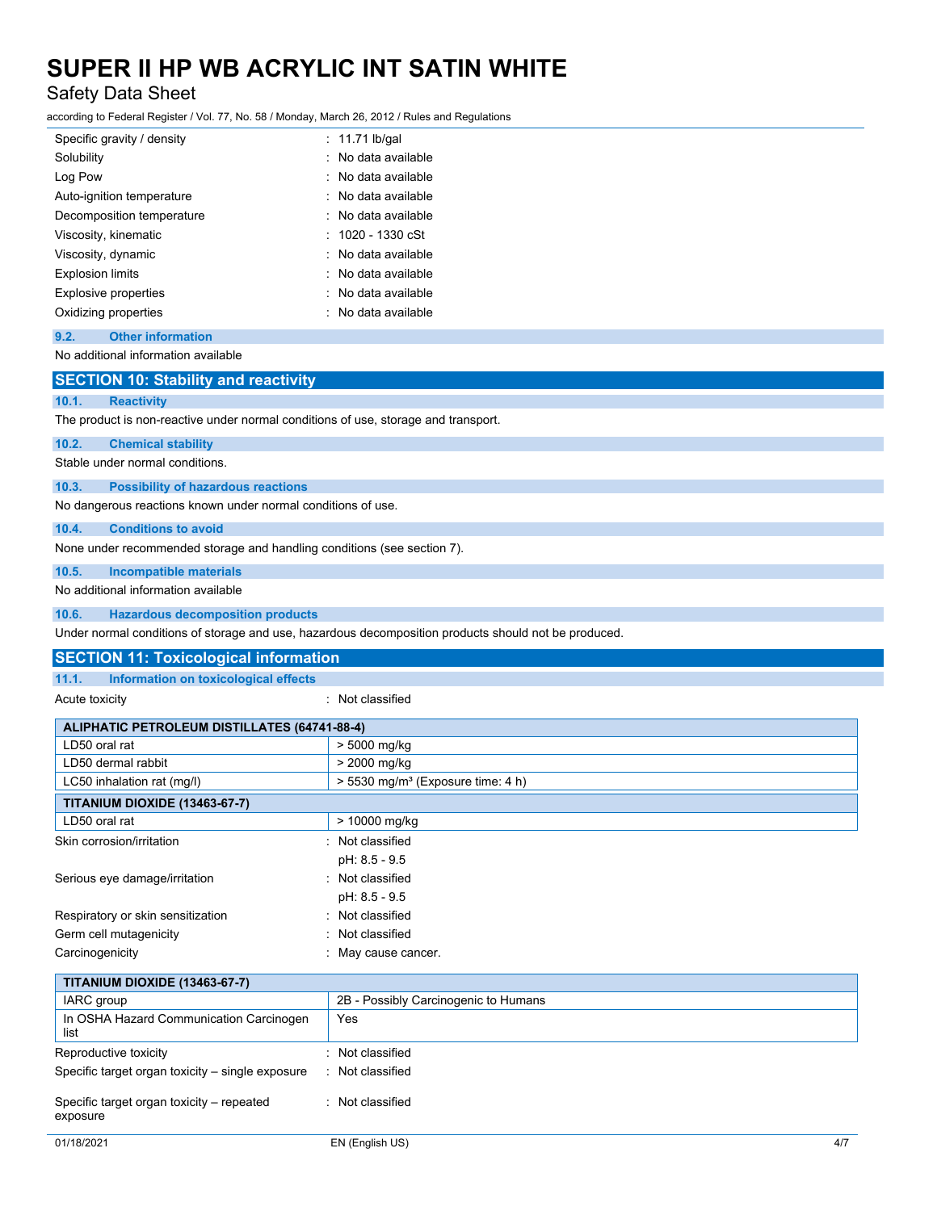| | |
|---|---|
| Specific gravity / density | : 11.71 lb/gal |
| Solubility | : No data available |
| Log Pow | : No data available |
| Auto-ignition temperature | : No data available |
| Decomposition temperature | : No data available |
| Viscosity, kinematic | : 1020 - 1330 cSt |
| Viscosity, dynamic | : No data available |
| Explosion limits | : No data available |
| Explosive properties | : No data available |
| Oxidizing properties | : No data available |

### 9.2. Other information

No additional information available

## SECTION 10: Stability and reactivity

### 10.1. Reactivity

The product is non-reactive under normal conditions of use, storage and transport.

### 10.2. Chemical stability

Stable under normal conditions.

### 10.3. Possibility of hazardous reactions

No dangerous reactions known under normal conditions of use.

### 10.4. Conditions to avoid

None under recommended storage and handling conditions (see section 7).

### 10.5. Incompatible materials

No additional information available

### 10.6. Hazardous decomposition products

Under normal conditions of storage and use, hazardous decomposition products should not be produced.

## SECTION 11: Toxicological information

### 11.1. Information on toxicological effects

Acute toxicity : Not classified

| ALIPHATIC PETROLEUM DISTILLATES (64741-88-4) | |
|---|---|
| LD50 oral rat | > 5000 mg/kg |
| LD50 dermal rabbit | > 2000 mg/kg |
| LC50 inhalation rat (mg/l) | > 5530 mg/m³ (Exposure time: 4 h) |
| **TITANIUM DIOXIDE (13463-67-7)** | |
| LD50 oral rat | > 10000 mg/kg |

| | |
|---|---|
| Skin corrosion/irritation | : Not classified<br>pH: 8.5 - 9.5 |
| Serious eye damage/irritation | : Not classified<br>pH: 8.5 - 9.5 |
| Respiratory or skin sensitization | : Not classified |
| Germ cell mutagenicity | : Not classified |
| Carcinogenicity | : May cause cancer. |

| TITANIUM DIOXIDE (13463-67-7) | |
|---|---|
| IARC group | 2B - Possibly Carcinogenic to Humans |
| In OSHA Hazard Communication Carcinogen list | Yes |

| | |
|---|---|
| Reproductive toxicity | : Not classified |
| Specific target organ toxicity – single exposure | : Not classified |
| Specific target organ toxicity – repeated exposure | : Not classified |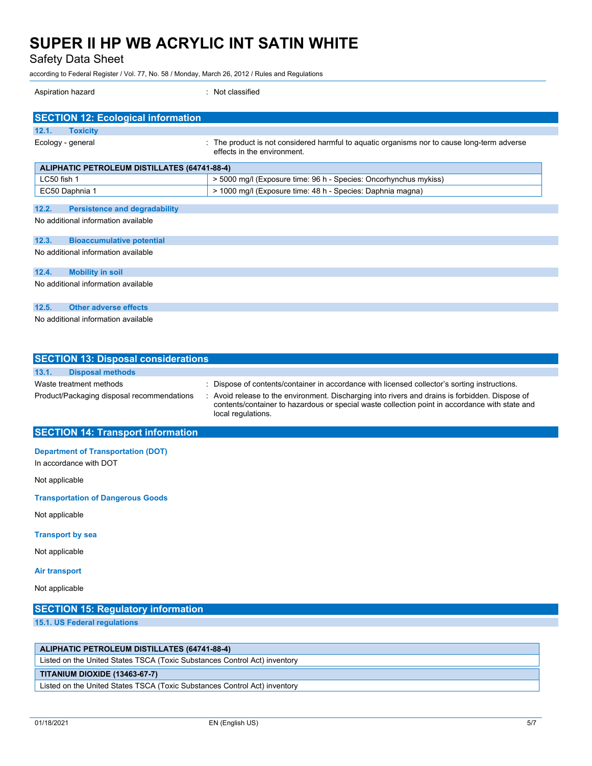Aspiration hazard : Not classified

## SECTION 12: Ecological information

### 12.1. Toxicity

Ecology - general : The product is not considered harmful to aquatic organisms nor to cause long-term adverse effects in the environment.

| ALIPHATIC PETROLEUM DISTILLATES (64741-88-4) | |
|---|---|
| LC50 fish 1 | > 5000 mg/l (Exposure time: 96 h - Species: Oncorhynchus mykiss) |
| EC50 Daphnia 1 | > 1000 mg/l (Exposure time: 48 h - Species: Daphnia magna) |

### 12.2. Persistence and degradability

No additional information available

### 12.3. Bioaccumulative potential

No additional information available

### 12.4. Mobility in soil

No additional information available

### 12.5. Other adverse effects

No additional information available

## SECTION 13: Disposal considerations

### 13.1. Disposal methods

Waste treatment methods : Dispose of contents/container in accordance with licensed collector's sorting instructions.

Product/Packaging disposal recommendations : Avoid release to the environment. Discharging into rivers and drains is forbidden. Dispose of contents/container to hazardous or special waste collection point in accordance with state and local regulations.

## SECTION 14: Transport information

**Department of Transportation (DOT)**

In accordance with DOT

Not applicable

**Transportation of Dangerous Goods**

Not applicable

**Transport by sea**

Not applicable

**Air transport**

Not applicable

## SECTION 15: Regulatory information

### 15.1. US Federal regulations

| ALIPHATIC PETROLEUM DISTILLATES (64741-88-4) |
|---|
| Listed on the United States TSCA (Toxic Substances Control Act) inventory |

| TITANIUM DIOXIDE (13463-67-7) |
|---|
| Listed on the United States TSCA (Toxic Substances Control Act) inventory |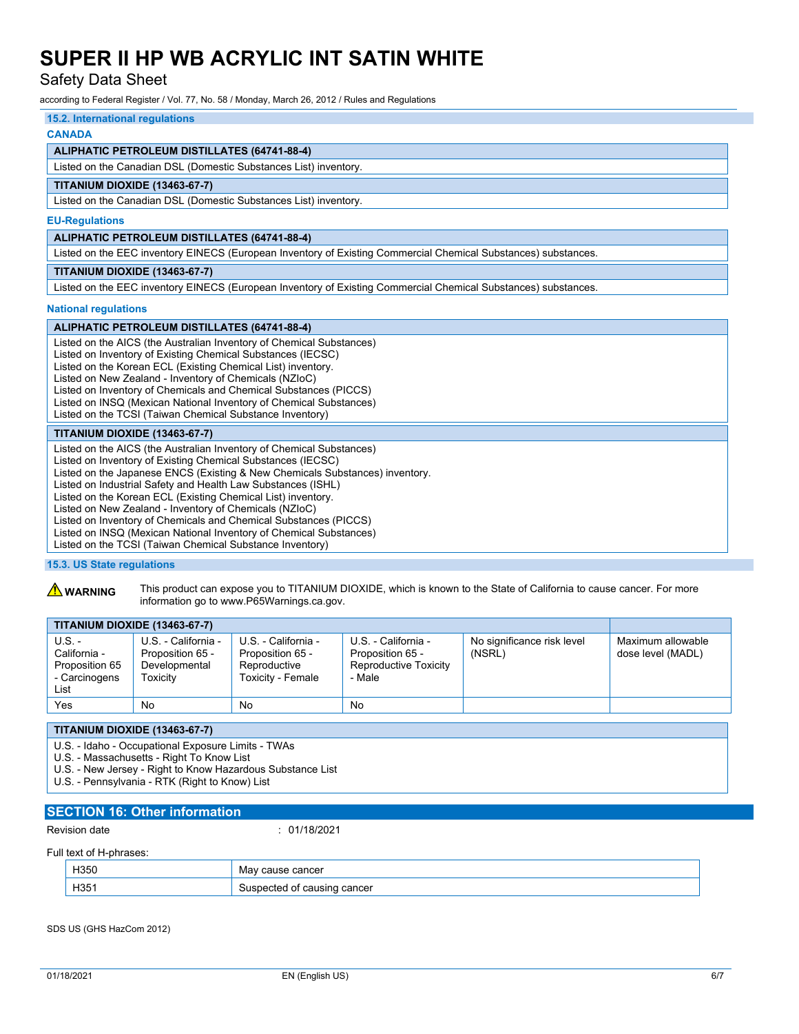### 15.2. International regulations

**CANADA**

| ALIPHATIC PETROLEUM DISTILLATES (64741-88-4) |
|---|
| Listed on the Canadian DSL (Domestic Substances List) inventory. |

| TITANIUM DIOXIDE (13463-67-7) |
|---|
| Listed on the Canadian DSL (Domestic Substances List) inventory. |

**EU-Regulations**

| ALIPHATIC PETROLEUM DISTILLATES (64741-88-4) |
|---|
| Listed on the EEC inventory EINECS (European Inventory of Existing Commercial Chemical Substances) substances. |

| TITANIUM DIOXIDE (13463-67-7) |
|---|
| Listed on the EEC inventory EINECS (European Inventory of Existing Commercial Chemical Substances) substances. |

**National regulations**

**ALIPHATIC PETROLEUM DISTILLATES (64741-88-4)**

Listed on the AICS (the Australian Inventory of Chemical Substances)
Listed on Inventory of Existing Chemical Substances (IECSC)
Listed on the Korean ECL (Existing Chemical List) inventory.
Listed on New Zealand - Inventory of Chemicals (NZIoC)
Listed on Inventory of Chemicals and Chemical Substances (PICCS)
Listed on INSQ (Mexican National Inventory of Chemical Substances)
Listed on the TCSI (Taiwan Chemical Substance Inventory)

**TITANIUM DIOXIDE (13463-67-7)**

Listed on the AICS (the Australian Inventory of Chemical Substances)
Listed on Inventory of Existing Chemical Substances (IECSC)
Listed on the Japanese ENCS (Existing & New Chemicals Substances) inventory.
Listed on Industrial Safety and Health Law Substances (ISHL)
Listed on the Korean ECL (Existing Chemical List) inventory.
Listed on New Zealand - Inventory of Chemicals (NZIoC)
Listed on Inventory of Chemicals and Chemical Substances (PICCS)
Listed on INSQ (Mexican National Inventory of Chemical Substances)
Listed on the TCSI (Taiwan Chemical Substance Inventory)

### 15.3. US State regulations

⚠ **WARNING** This product can expose you to TITANIUM DIOXIDE, which is known to the State of California to cause cancer. For more information go to www.P65Warnings.ca.gov.

| TITANIUM DIOXIDE (13463-67-7) | | | | | |
|---|---|---|---|---|---|
| U.S. - California - Proposition 65 - Carcinogens List | U.S. - California - Proposition 65 - Developmental Toxicity | U.S. - California - Proposition 65 - Reproductive Toxicity - Female | U.S. - California - Proposition 65 - Reproductive Toxicity - Male | No significance risk level (NSRL) | Maximum allowable dose level (MADL) |
| Yes | No | No | No | | |

**TITANIUM DIOXIDE (13463-67-7)**

U.S. - Idaho - Occupational Exposure Limits - TWAs
U.S. - Massachusetts - Right To Know List
U.S. - New Jersey - Right to Know Hazardous Substance List
U.S. - Pennsylvania - RTK (Right to Know) List

## SECTION 16: Other information

Revision date : 01/18/2021

Full text of H-phrases:

| | |
|---|---|
| H350 | May cause cancer |
| H351 | Suspected of causing cancer |

SDS US (GHS HazCom 2012)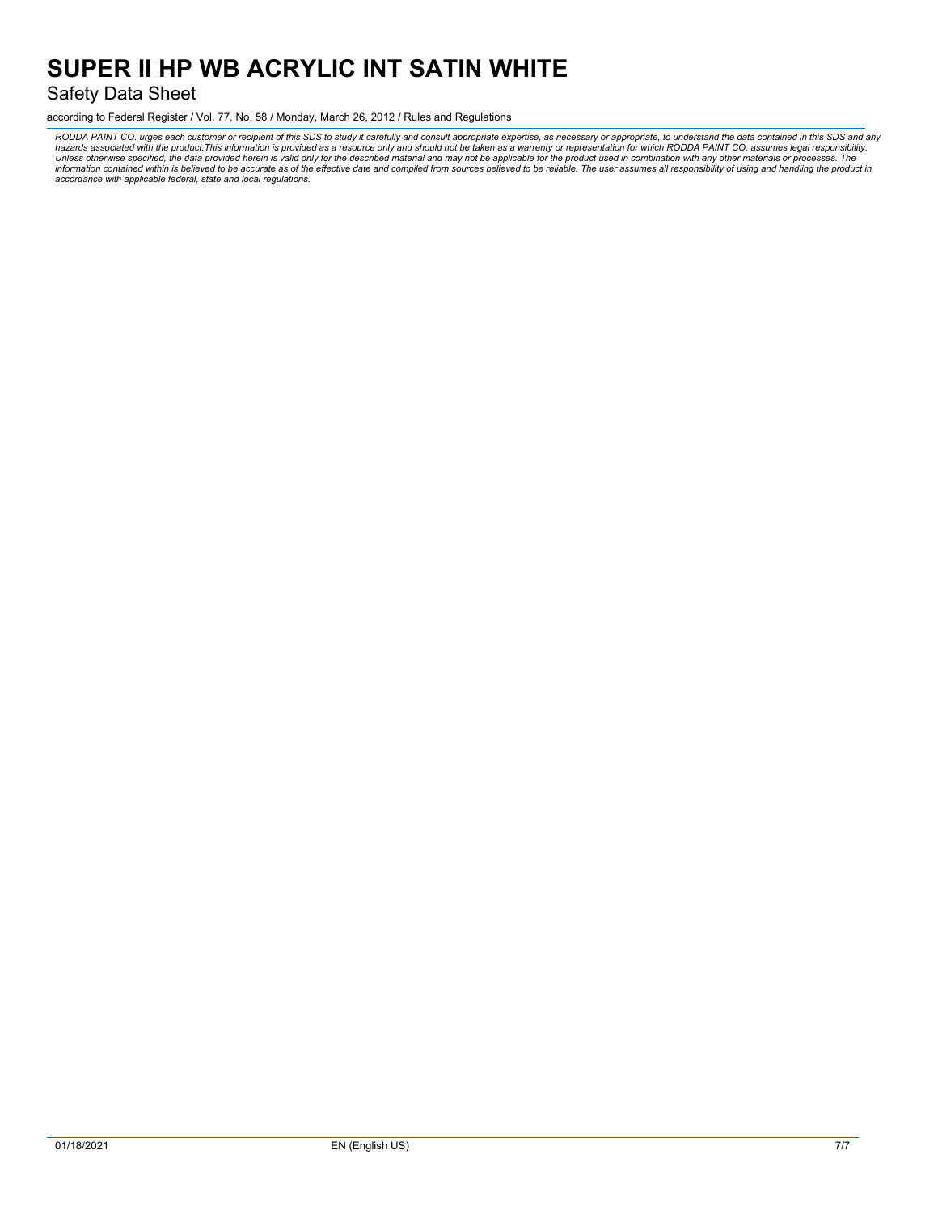*RODDA PAINT CO. urges each customer or recipient of this SDS to study it carefully and consult appropriate expertise, as necessary or appropriate, to understand the data contained in this SDS and any hazards associated with the product.This information is provided as a resource only and should not be taken as a warrenty or representation for which RODDA PAINT CO. assumes legal responsibility. Unless otherwise specified, the data provided herein is valid only for the described material and may not be applicable for the product used in combination with any other materials or processes. The information contained within is believed to be accurate as of the effective date and compiled from sources believed to be reliable. The user assumes all responsibility of using and handling the product in accordance with applicable federal, state and local regulations.*